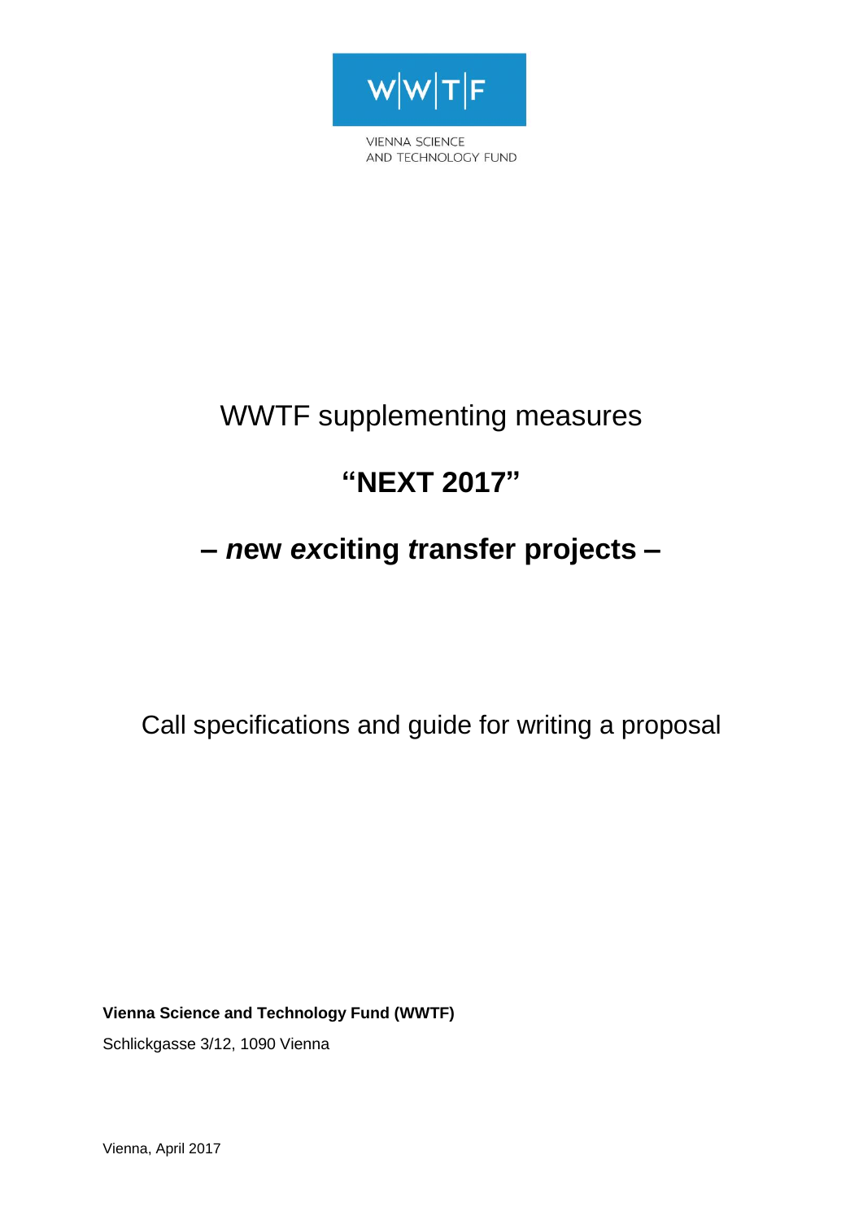W|W|T|F

VIENNA SCIENCE
AND TECHNOLOGY FUND

# WWTF supplementing measures

# **"NEXT 2017"**

## **– *n*ew *ex*citing *t*ransfer projects –**

Call specifications and guide for writing a proposal

**Vienna Science and Technology Fund (WWTF)**

Schlickgasse 3/12, 1090 Vienna

Vienna, April 2017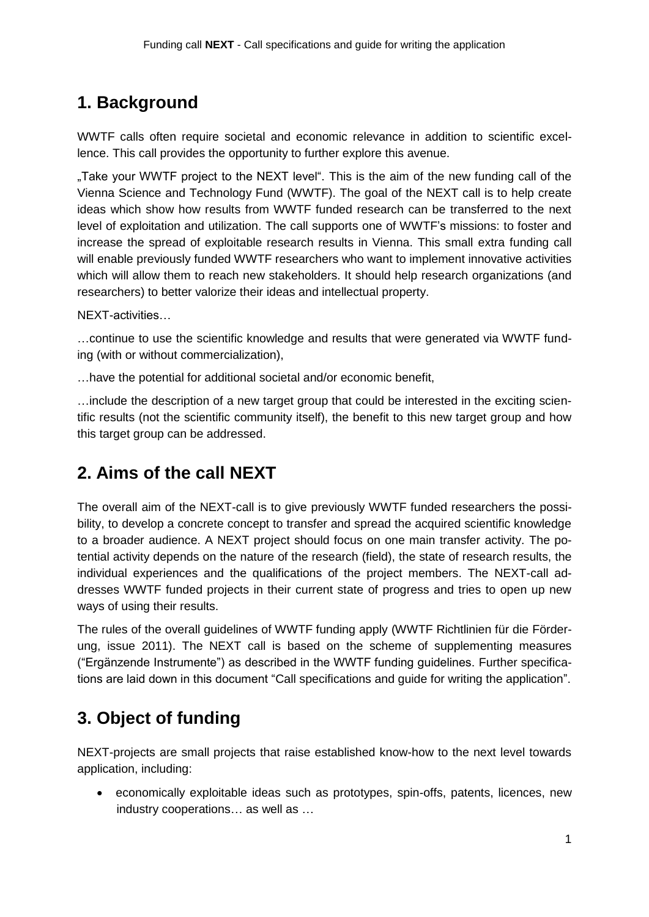## 1. Background

WWTF calls often require societal and economic relevance in addition to scientific excellence. This call provides the opportunity to further explore this avenue.

„Take your WWTF project to the NEXT level". This is the aim of the new funding call of the Vienna Science and Technology Fund (WWTF). The goal of the NEXT call is to help create ideas which show how results from WWTF funded research can be transferred to the next level of exploitation and utilization. The call supports one of WWTF's missions: to foster and increase the spread of exploitable research results in Vienna. This small extra funding call will enable previously funded WWTF researchers who want to implement innovative activities which will allow them to reach new stakeholders. It should help research organizations (and researchers) to better valorize their ideas and intellectual property.

NEXT-activities…

…continue to use the scientific knowledge and results that were generated via WWTF funding (with or without commercialization),

…have the potential for additional societal and/or economic benefit,

…include the description of a new target group that could be interested in the exciting scientific results (not the scientific community itself), the benefit to this new target group and how this target group can be addressed.

## 2. Aims of the call NEXT

The overall aim of the NEXT-call is to give previously WWTF funded researchers the possibility, to develop a concrete concept to transfer and spread the acquired scientific knowledge to a broader audience. A NEXT project should focus on one main transfer activity. The potential activity depends on the nature of the research (field), the state of research results, the individual experiences and the qualifications of the project members. The NEXT-call addresses WWTF funded projects in their current state of progress and tries to open up new ways of using their results.

The rules of the overall guidelines of WWTF funding apply (WWTF Richtlinien für die Förderung, issue 2011). The NEXT call is based on the scheme of supplementing measures ("Ergänzende Instrumente") as described in the WWTF funding guidelines. Further specifications are laid down in this document "Call specifications and guide for writing the application".

## 3. Object of funding

NEXT-projects are small projects that raise established know-how to the next level towards application, including:

- economically exploitable ideas such as prototypes, spin-offs, patents, licences, new industry cooperations… as well as …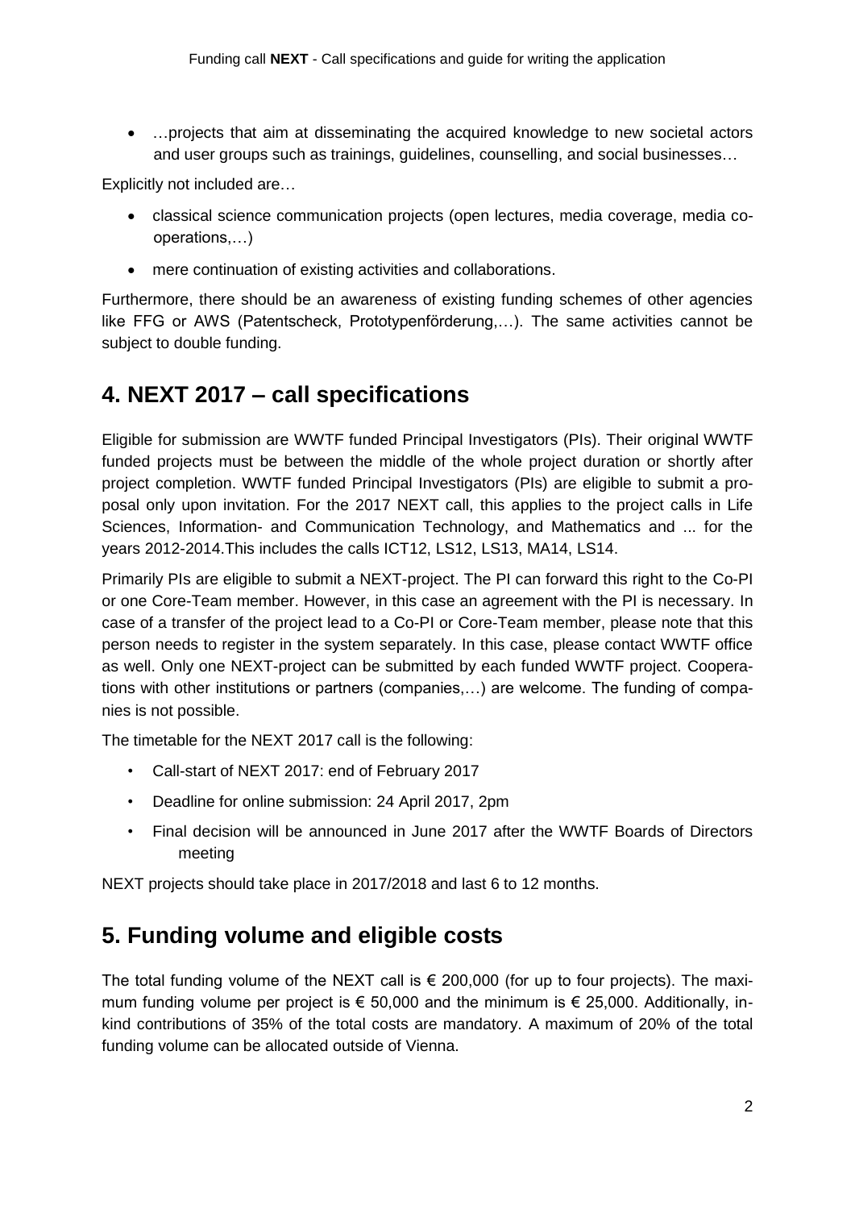- …projects that aim at disseminating the acquired knowledge to new societal actors and user groups such as trainings, guidelines, counselling, and social businesses…

Explicitly not included are…

- classical science communication projects (open lectures, media coverage, media co-operations,…)
- mere continuation of existing activities and collaborations.

Furthermore, there should be an awareness of existing funding schemes of other agencies like FFG or AWS (Patentscheck, Prototypenförderung,…). The same activities cannot be subject to double funding.

## 4. NEXT 2017 – call specifications

Eligible for submission are WWTF funded Principal Investigators (PIs). Their original WWTF funded projects must be between the middle of the whole project duration or shortly after project completion. WWTF funded Principal Investigators (PIs) are eligible to submit a proposal only upon invitation. For the 2017 NEXT call, this applies to the project calls in Life Sciences, Information- and Communication Technology, and Mathematics and ... for the years 2012-2014.This includes the calls ICT12, LS12, LS13, MA14, LS14.

Primarily PIs are eligible to submit a NEXT-project. The PI can forward this right to the Co-PI or one Core-Team member. However, in this case an agreement with the PI is necessary. In case of a transfer of the project lead to a Co-PI or Core-Team member, please note that this person needs to register in the system separately. In this case, please contact WWTF office as well. Only one NEXT-project can be submitted by each funded WWTF project. Cooperations with other institutions or partners (companies,…) are welcome. The funding of companies is not possible.

The timetable for the NEXT 2017 call is the following:

- Call-start of NEXT 2017: end of February 2017
- Deadline for online submission: 24 April 2017, 2pm
- Final decision will be announced in June 2017 after the WWTF Boards of Directors meeting

NEXT projects should take place in 2017/2018 and last 6 to 12 months.

## 5. Funding volume and eligible costs

The total funding volume of the NEXT call is € 200,000 (for up to four projects). The maximum funding volume per project is € 50,000 and the minimum is € 25,000. Additionally, in-kind contributions of 35% of the total costs are mandatory. A maximum of 20% of the total funding volume can be allocated outside of Vienna.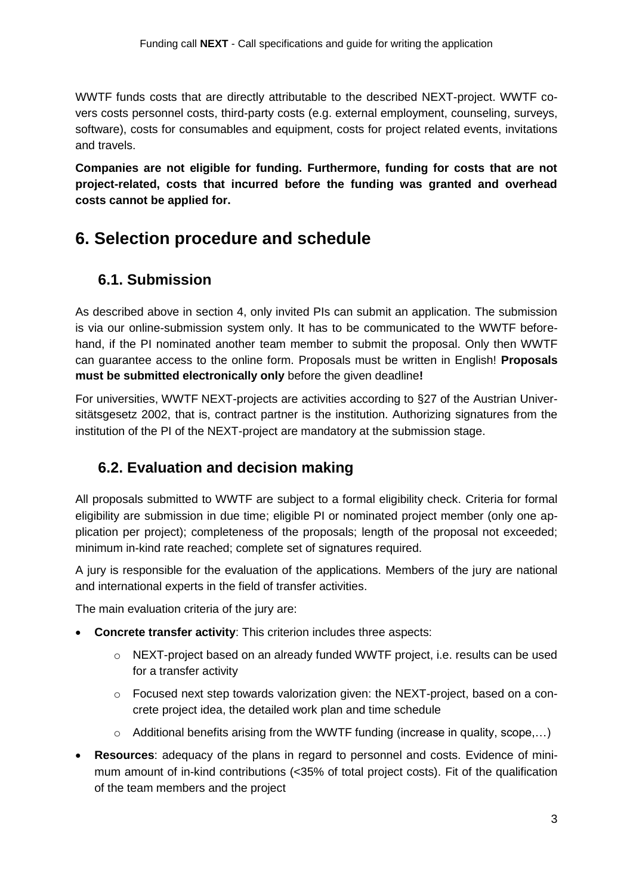WWTF funds costs that are directly attributable to the described NEXT-project. WWTF covers costs personnel costs, third-party costs (e.g. external employment, counseling, surveys, software), costs for consumables and equipment, costs for project related events, invitations and travels.

**Companies are not eligible for funding. Furthermore, funding for costs that are not project-related, costs that incurred before the funding was granted and overhead costs cannot be applied for.**

# 6. Selection procedure and schedule

## 6.1. Submission

As described above in section 4, only invited PIs can submit an application. The submission is via our online-submission system only. It has to be communicated to the WWTF beforehand, if the PI nominated another team member to submit the proposal. Only then WWTF can guarantee access to the online form. Proposals must be written in English! **Proposals must be submitted electronically only** before the given deadline**!**

For universities, WWTF NEXT-projects are activities according to §27 of the Austrian Universitätsgesetz 2002, that is, contract partner is the institution. Authorizing signatures from the institution of the PI of the NEXT-project are mandatory at the submission stage.

## 6.2. Evaluation and decision making

All proposals submitted to WWTF are subject to a formal eligibility check. Criteria for formal eligibility are submission in due time; eligible PI or nominated project member (only one application per project); completeness of the proposals; length of the proposal not exceeded; minimum in-kind rate reached; complete set of signatures required.

A jury is responsible for the evaluation of the applications. Members of the jury are national and international experts in the field of transfer activities.

The main evaluation criteria of the jury are:

- **Concrete transfer activity**: This criterion includes three aspects:
  - NEXT-project based on an already funded WWTF project, i.e. results can be used for a transfer activity
  - Focused next step towards valorization given: the NEXT-project, based on a concrete project idea, the detailed work plan and time schedule
  - Additional benefits arising from the WWTF funding (increase in quality, scope,…)
- **Resources**: adequacy of the plans in regard to personnel and costs. Evidence of minimum amount of in-kind contributions (<35% of total project costs). Fit of the qualification of the team members and the project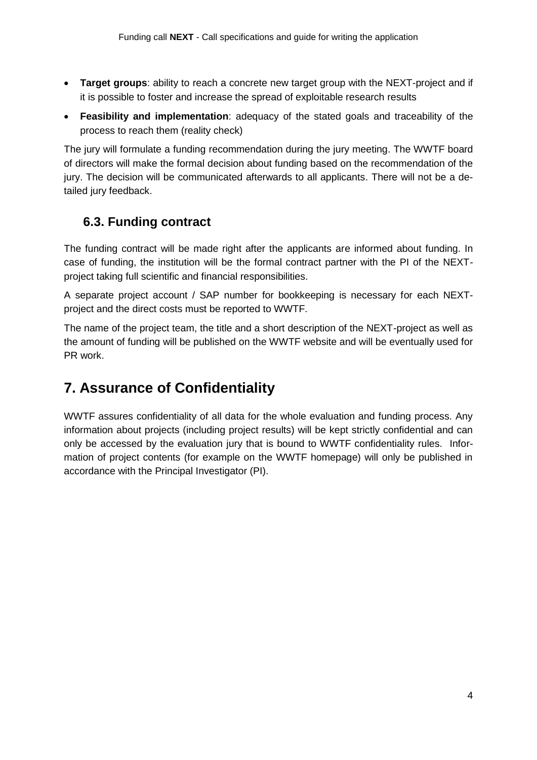- **Target groups**: ability to reach a concrete new target group with the NEXT-project and if it is possible to foster and increase the spread of exploitable research results
- **Feasibility and implementation**: adequacy of the stated goals and traceability of the process to reach them (reality check)

The jury will formulate a funding recommendation during the jury meeting. The WWTF board of directors will make the formal decision about funding based on the recommendation of the jury. The decision will be communicated afterwards to all applicants. There will not be a detailed jury feedback.

## 6.3. Funding contract

The funding contract will be made right after the applicants are informed about funding. In case of funding, the institution will be the formal contract partner with the PI of the NEXT-project taking full scientific and financial responsibilities.

A separate project account / SAP number for bookkeeping is necessary for each NEXT-project and the direct costs must be reported to WWTF.

The name of the project team, the title and a short description of the NEXT-project as well as the amount of funding will be published on the WWTF website and will be eventually used for PR work.

# 7. Assurance of Confidentiality

WWTF assures confidentiality of all data for the whole evaluation and funding process. Any information about projects (including project results) will be kept strictly confidential and can only be accessed by the evaluation jury that is bound to WWTF confidentiality rules. Information of project contents (for example on the WWTF homepage) will only be published in accordance with the Principal Investigator (PI).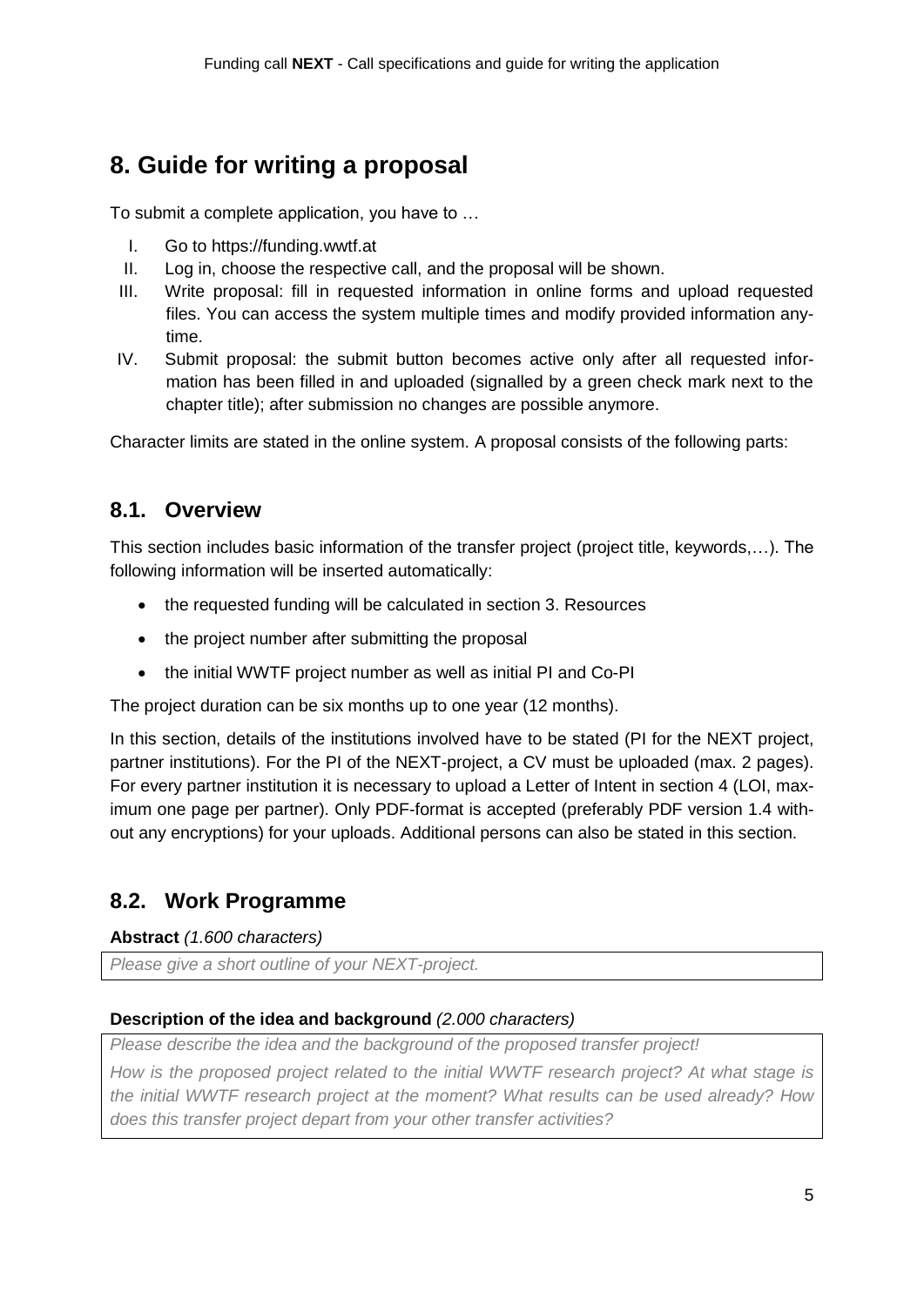# 8. Guide for writing a proposal

To submit a complete application, you have to …

I. Go to https://funding.wwtf.at
II. Log in, choose the respective call, and the proposal will be shown.
III. Write proposal: fill in requested information in online forms and upload requested files. You can access the system multiple times and modify provided information anytime.
IV. Submit proposal: the submit button becomes active only after all requested information has been filled in and uploaded (signalled by a green check mark next to the chapter title); after submission no changes are possible anymore.

Character limits are stated in the online system. A proposal consists of the following parts:

## 8.1. Overview

This section includes basic information of the transfer project (project title, keywords,…). The following information will be inserted automatically:

- the requested funding will be calculated in section 3. Resources
- the project number after submitting the proposal
- the initial WWTF project number as well as initial PI and Co-PI

The project duration can be six months up to one year (12 months).

In this section, details of the institutions involved have to be stated (PI for the NEXT project, partner institutions). For the PI of the NEXT-project, a CV must be uploaded (max. 2 pages). For every partner institution it is necessary to upload a Letter of Intent in section 4 (LOI, maximum one page per partner). Only PDF-format is accepted (preferably PDF version 1.4 without any encryptions) for your uploads. Additional persons can also be stated in this section.

## 8.2. Work Programme

**Abstract** *(1.600 characters)*

| *Please give a short outline of your NEXT-project.* |
|---|

**Description of the idea and background** *(2.000 characters)*

| *Please describe the idea and the background of the proposed transfer project!* *How is the proposed project related to the initial WWTF research project? At what stage is the initial WWTF research project at the moment? What results can be used already? How does this transfer project depart from your other transfer activities?* |
|---|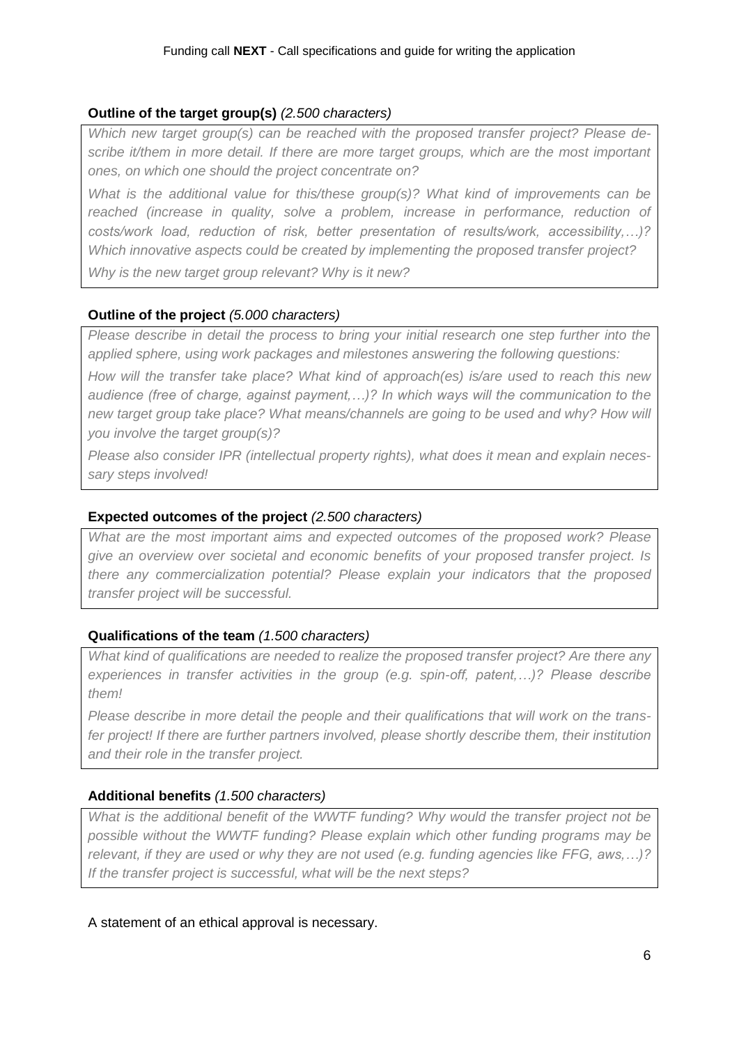**Outline of the target group(s)** *(2.500 characters)*

*Which new target group(s) can be reached with the proposed transfer project? Please describe it/them in more detail. If there are more target groups, which are the most important ones, on which one should the project concentrate on?*

*What is the additional value for this/these group(s)? What kind of improvements can be reached (increase in quality, solve a problem, increase in performance, reduction of costs/work load, reduction of risk, better presentation of results/work, accessibility,…)? Which innovative aspects could be created by implementing the proposed transfer project?*

*Why is the new target group relevant? Why is it new?*

**Outline of the project** *(5.000 characters)*

*Please describe in detail the process to bring your initial research one step further into the applied sphere, using work packages and milestones answering the following questions:*

*How will the transfer take place? What kind of approach(es) is/are used to reach this new audience (free of charge, against payment,…)? In which ways will the communication to the new target group take place? What means/channels are going to be used and why? How will you involve the target group(s)?*

*Please also consider IPR (intellectual property rights), what does it mean and explain necessary steps involved!*

**Expected outcomes of the project** *(2.500 characters)*

*What are the most important aims and expected outcomes of the proposed work? Please give an overview over societal and economic benefits of your proposed transfer project. Is there any commercialization potential? Please explain your indicators that the proposed transfer project will be successful.*

**Qualifications of the team** *(1.500 characters)*

*What kind of qualifications are needed to realize the proposed transfer project? Are there any experiences in transfer activities in the group (e.g. spin-off, patent,…)? Please describe them!*

*Please describe in more detail the people and their qualifications that will work on the transfer project! If there are further partners involved, please shortly describe them, their institution and their role in the transfer project.*

**Additional benefits** *(1.500 characters)*

*What is the additional benefit of the WWTF funding? Why would the transfer project not be possible without the WWTF funding? Please explain which other funding programs may be relevant, if they are used or why they are not used (e.g. funding agencies like FFG, aws,…)? If the transfer project is successful, what will be the next steps?*

A statement of an ethical approval is necessary.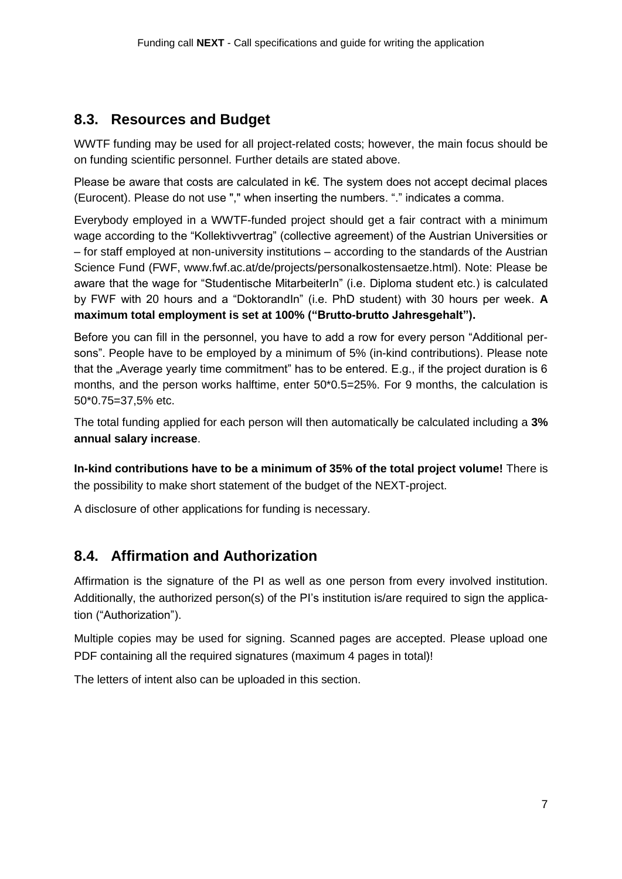## 8.3. Resources and Budget

WWTF funding may be used for all project-related costs; however, the main focus should be on funding scientific personnel. Further details are stated above.

Please be aware that costs are calculated in k€. The system does not accept decimal places (Eurocent). Please do not use "," when inserting the numbers. "." indicates a comma.

Everybody employed in a WWTF-funded project should get a fair contract with a minimum wage according to the "Kollektivvertrag" (collective agreement) of the Austrian Universities or – for staff employed at non-university institutions – according to the standards of the Austrian Science Fund (FWF, www.fwf.ac.at/de/projects/personalkostensaetze.html). Note: Please be aware that the wage for "Studentische MitarbeiterIn" (i.e. Diploma student etc.) is calculated by FWF with 20 hours and a "DoktorandIn" (i.e. PhD student) with 30 hours per week. **A maximum total employment is set at 100% ("Brutto-brutto Jahresgehalt").**

Before you can fill in the personnel, you have to add a row for every person "Additional persons". People have to be employed by a minimum of 5% (in-kind contributions). Please note that the „Average yearly time commitment" has to be entered. E.g., if the project duration is 6 months, and the person works halftime, enter 50*0.5=25%. For 9 months, the calculation is 50*0.75=37,5% etc.

The total funding applied for each person will then automatically be calculated including a **3% annual salary increase**.

**In-kind contributions have to be a minimum of 35% of the total project volume!** There is the possibility to make short statement of the budget of the NEXT-project.

A disclosure of other applications for funding is necessary.

## 8.4. Affirmation and Authorization

Affirmation is the signature of the PI as well as one person from every involved institution. Additionally, the authorized person(s) of the PI's institution is/are required to sign the application ("Authorization").

Multiple copies may be used for signing. Scanned pages are accepted. Please upload one PDF containing all the required signatures (maximum 4 pages in total)!

The letters of intent also can be uploaded in this section.